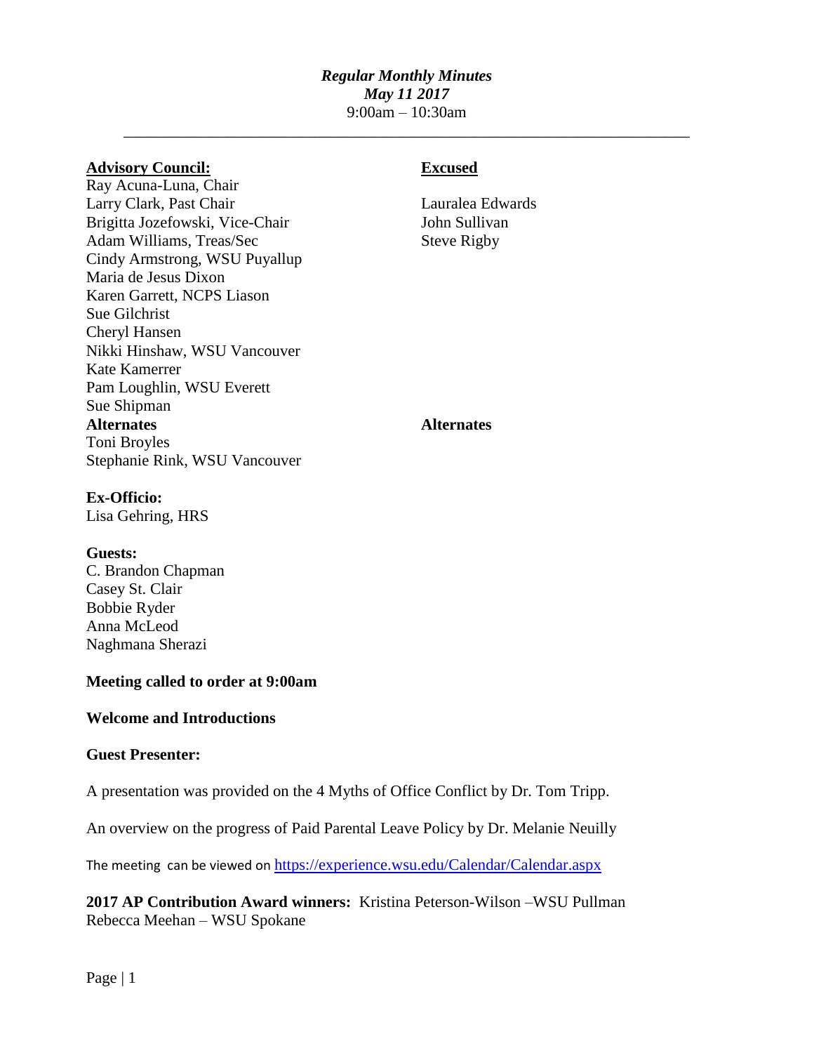***Regular Monthly Minutes***
***May 11 2017***
9:00am – 10:30am

---

**Advisory Council:**

Ray Acuna-Luna, Chair
Larry Clark, Past Chair
Brigitta Jozefowski, Vice-Chair
Adam Williams, Treas/Sec
Cindy Armstrong, WSU Puyallup
Maria de Jesus Dixon
Karen Garrett, NCPS Liason
Sue Gilchrist
Cheryl Hansen
Nikki Hinshaw, WSU Vancouver
Kate Kamerrer
Pam Loughlin, WSU Everett
Sue Shipman

**Alternates**

Toni Broyles
Stephanie Rink, WSU Vancouver

**Excused**

Lauralea Edwards
John Sullivan
Steve Rigby

**Alternates**

**Ex-Officio:**

Lisa Gehring, HRS

**Guests:**

C. Brandon Chapman
Casey St. Clair
Bobbie Ryder
Anna McLeod
Naghmana Sherazi

**Meeting called to order at 9:00am**

**Welcome and Introductions**

**Guest Presenter:**

A presentation was provided on the 4 Myths of Office Conflict by Dr. Tom Tripp.

An overview on the progress of Paid Parental Leave Policy by Dr. Melanie Neuilly

The meeting can be viewed on https://experience.wsu.edu/Calendar/Calendar.aspx

**2017 AP Contribution Award winners:** Kristina Peterson-Wilson –WSU Pullman
Rebecca Meehan – WSU Spokane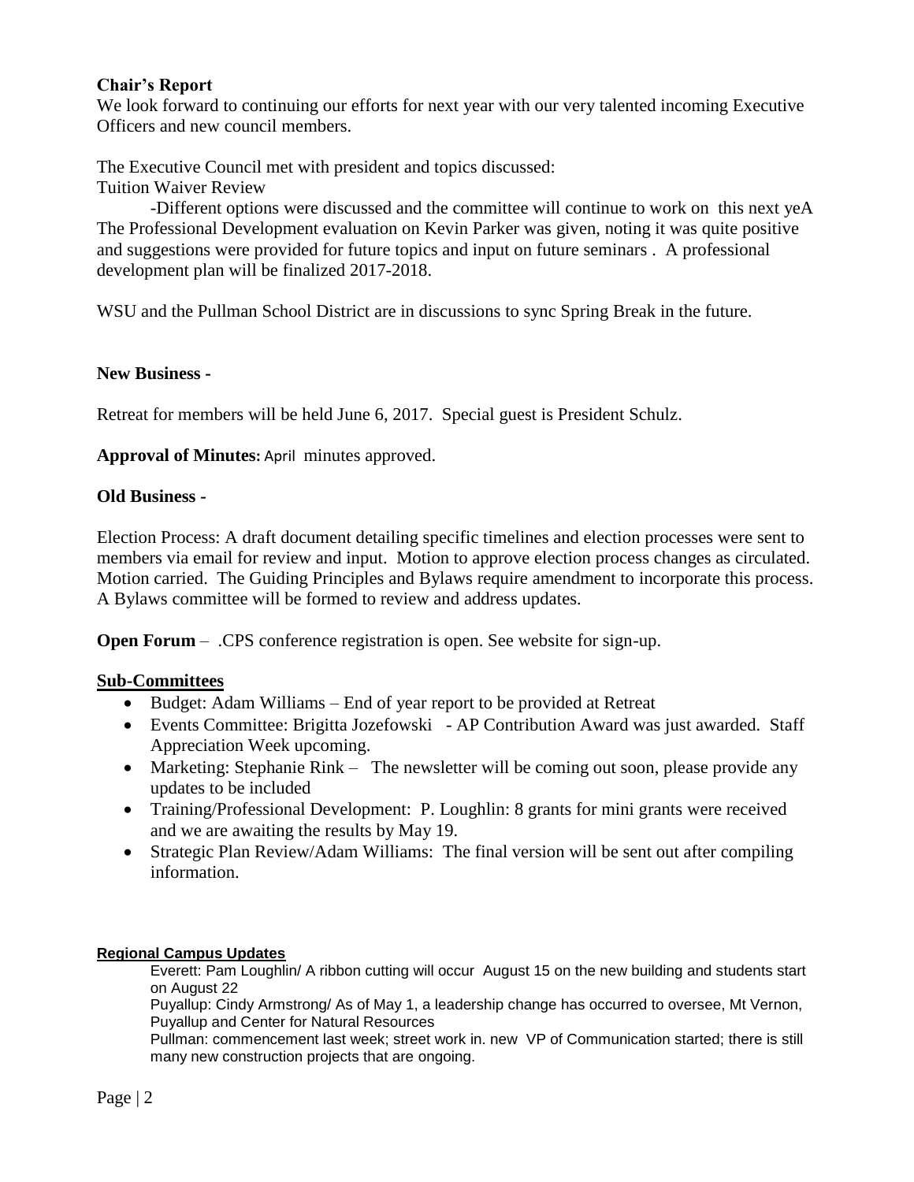**Chair's Report**

We look forward to continuing our efforts for next year with our very talented incoming Executive Officers and new council members.

The Executive Council met with president and topics discussed:

Tuition Waiver Review

-Different options were discussed and the committee will continue to work on this next yeA

The Professional Development evaluation on Kevin Parker was given, noting it was quite positive and suggestions were provided for future topics and input on future seminars . A professional development plan will be finalized 2017-2018.

WSU and the Pullman School District are in discussions to sync Spring Break in the future.

**New Business -**

Retreat for members will be held June 6, 2017. Special guest is President Schulz.

**Approval of Minutes:** April minutes approved.

**Old Business -**

Election Process: A draft document detailing specific timelines and election processes were sent to members via email for review and input. Motion to approve election process changes as circulated. Motion carried. The Guiding Principles and Bylaws require amendment to incorporate this process. A Bylaws committee will be formed to review and address updates.

**Open Forum** – .CPS conference registration is open. See website for sign-up.

**Sub-Committees**

- Budget: Adam Williams – End of year report to be provided at Retreat
- Events Committee: Brigitta Jozefowski - AP Contribution Award was just awarded. Staff Appreciation Week upcoming.
- Marketing: Stephanie Rink – The newsletter will be coming out soon, please provide any updates to be included
- Training/Professional Development: P. Loughlin: 8 grants for mini grants were received and we are awaiting the results by May 19.
- Strategic Plan Review/Adam Williams: The final version will be sent out after compiling information.

**Regional Campus Updates**

Everett: Pam Loughlin/ A ribbon cutting will occur August 15 on the new building and students start on August 22

Puyallup: Cindy Armstrong/ As of May 1, a leadership change has occurred to oversee, Mt Vernon, Puyallup and Center for Natural Resources

Pullman: commencement last week; street work in. new VP of Communication started; there is still many new construction projects that are ongoing.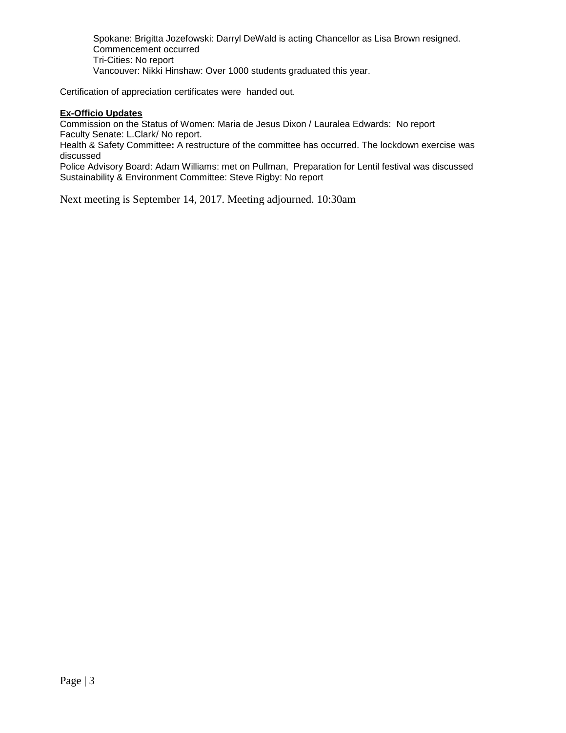Spokane: Brigitta Jozefowski: Darryl DeWald is acting Chancellor as Lisa Brown resigned. Commencement occurred
Tri-Cities: No report
Vancouver: Nikki Hinshaw: Over 1000 students graduated this year.

Certification of appreciation certificates were handed out.

**Ex-Officio Updates**

Commission on the Status of Women: Maria de Jesus Dixon / Lauralea Edwards: No report
Faculty Senate: L.Clark/ No report.
Health & Safety Committee**:** A restructure of the committee has occurred. The lockdown exercise was discussed
Police Advisory Board: Adam Williams: met on Pullman, Preparation for Lentil festival was discussed
Sustainability & Environment Committee: Steve Rigby: No report

Next meeting is September 14, 2017. Meeting adjourned. 10:30am